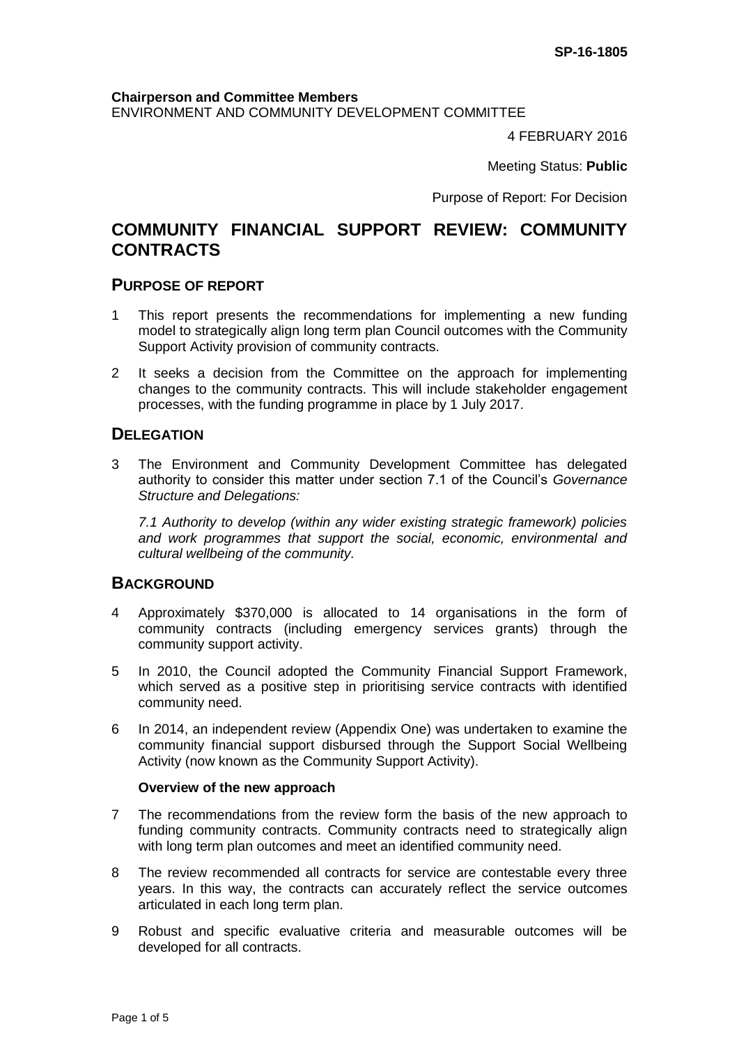SP-16-1805

**Chairperson and Committee Members**
ENVIRONMENT AND COMMUNITY DEVELOPMENT COMMITTEE

4 FEBRUARY 2016

Meeting Status: **Public**

Purpose of Report: For Decision

# COMMUNITY FINANCIAL SUPPORT REVIEW: COMMUNITY CONTRACTS

## PURPOSE OF REPORT

1 This report presents the recommendations for implementing a new funding model to strategically align long term plan Council outcomes with the Community Support Activity provision of community contracts.

2 It seeks a decision from the Committee on the approach for implementing changes to the community contracts. This will include stakeholder engagement processes, with the funding programme in place by 1 July 2017.

## DELEGATION

3 The Environment and Community Development Committee has delegated authority to consider this matter under section 7.1 of the Council's *Governance Structure and Delegations:*

*7.1 Authority to develop (within any wider existing strategic framework) policies and work programmes that support the social, economic, environmental and cultural wellbeing of the community.*

## BACKGROUND

4 Approximately $370,000 is allocated to 14 organisations in the form of community contracts (including emergency services grants) through the community support activity.

5 In 2010, the Council adopted the Community Financial Support Framework, which served as a positive step in prioritising service contracts with identified community need.

6 In 2014, an independent review (Appendix One) was undertaken to examine the community financial support disbursed through the Support Social Wellbeing Activity (now known as the Community Support Activity).

**Overview of the new approach**

7 The recommendations from the review form the basis of the new approach to funding community contracts. Community contracts need to strategically align with long term plan outcomes and meet an identified community need.

8 The review recommended all contracts for service are contestable every three years. In this way, the contracts can accurately reflect the service outcomes articulated in each long term plan.

9 Robust and specific evaluative criteria and measurable outcomes will be developed for all contracts.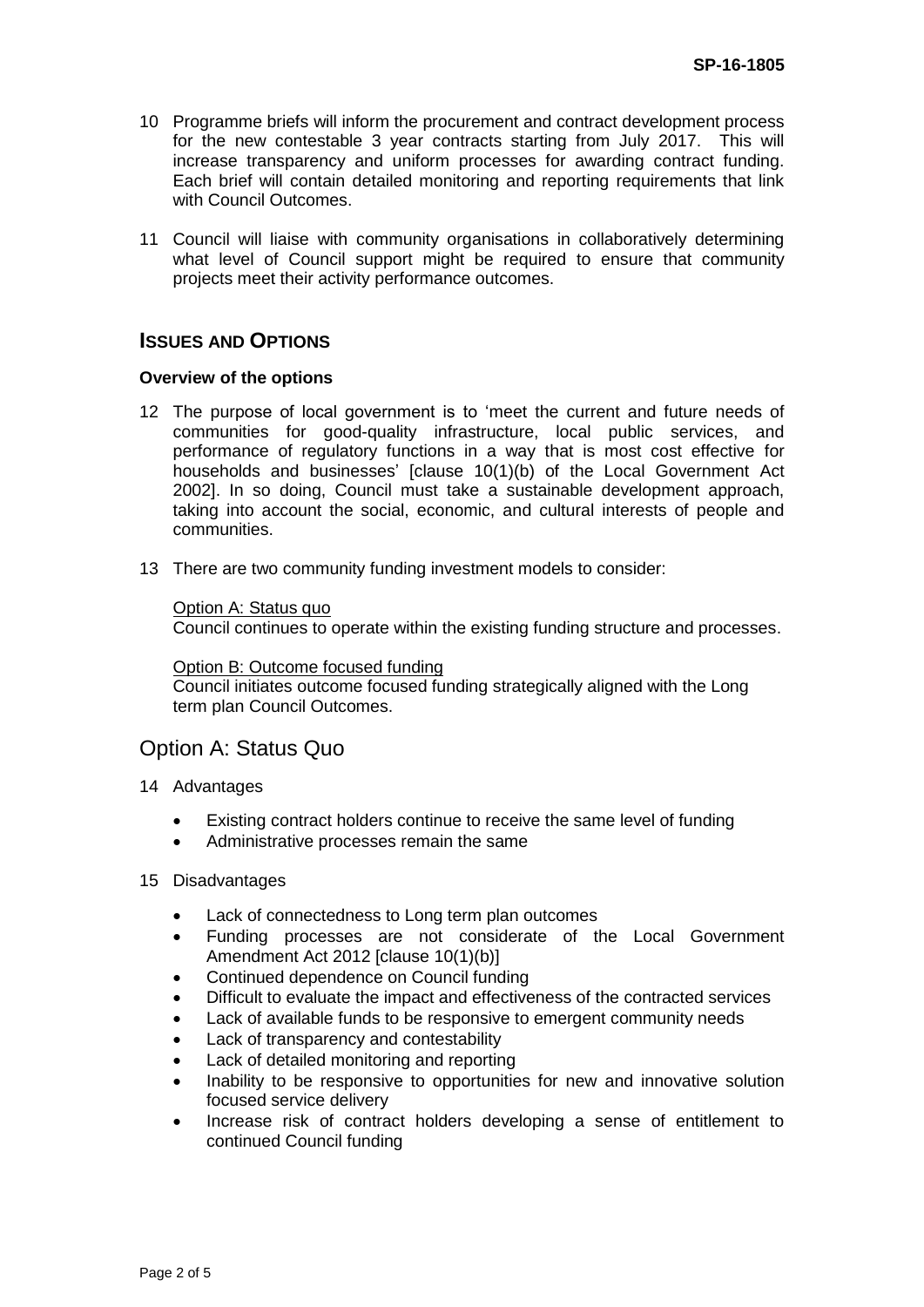10 Programme briefs will inform the procurement and contract development process for the new contestable 3 year contracts starting from July 2017. This will increase transparency and uniform processes for awarding contract funding. Each brief will contain detailed monitoring and reporting requirements that link with Council Outcomes.

11 Council will liaise with community organisations in collaboratively determining what level of Council support might be required to ensure that community projects meet their activity performance outcomes.

## ISSUES AND OPTIONS

**Overview of the options**

12 The purpose of local government is to 'meet the current and future needs of communities for good-quality infrastructure, local public services, and performance of regulatory functions in a way that is most cost effective for households and businesses' [clause 10(1)(b) of the Local Government Act 2002]. In so doing, Council must take a sustainable development approach, taking into account the social, economic, and cultural interests of people and communities.

13 There are two community funding investment models to consider:

Option A: Status quo
Council continues to operate within the existing funding structure and processes.

Option B: Outcome focused funding
Council initiates outcome focused funding strategically aligned with the Long term plan Council Outcomes.

## Option A: Status Quo

14 Advantages

- Existing contract holders continue to receive the same level of funding
- Administrative processes remain the same

15 Disadvantages

- Lack of connectedness to Long term plan outcomes
- Funding processes are not considerate of the Local Government Amendment Act 2012 [clause 10(1)(b)]
- Continued dependence on Council funding
- Difficult to evaluate the impact and effectiveness of the contracted services
- Lack of available funds to be responsive to emergent community needs
- Lack of transparency and contestability
- Lack of detailed monitoring and reporting
- Inability to be responsive to opportunities for new and innovative solution focused service delivery
- Increase risk of contract holders developing a sense of entitlement to continued Council funding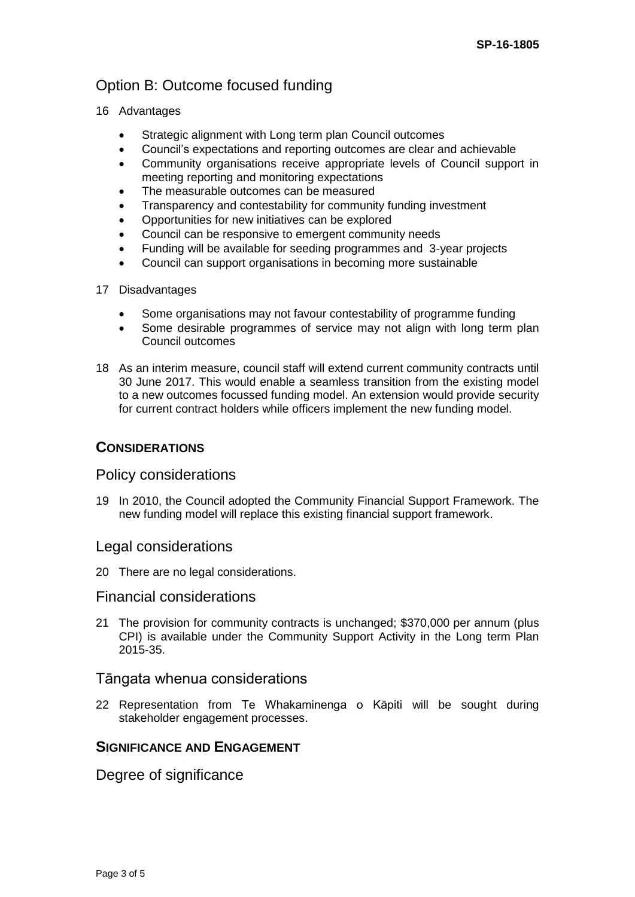## Option B: Outcome focused funding

16 Advantages

- Strategic alignment with Long term plan Council outcomes
- Council's expectations and reporting outcomes are clear and achievable
- Community organisations receive appropriate levels of Council support in meeting reporting and monitoring expectations
- The measurable outcomes can be measured
- Transparency and contestability for community funding investment
- Opportunities for new initiatives can be explored
- Council can be responsive to emergent community needs
- Funding will be available for seeding programmes and 3-year projects
- Council can support organisations in becoming more sustainable

17 Disadvantages

- Some organisations may not favour contestability of programme funding
- Some desirable programmes of service may not align with long term plan Council outcomes

18 As an interim measure, council staff will extend current community contracts until 30 June 2017. This would enable a seamless transition from the existing model to a new outcomes focussed funding model. An extension would provide security for current contract holders while officers implement the new funding model.

# CONSIDERATIONS

## Policy considerations

19 In 2010, the Council adopted the Community Financial Support Framework. The new funding model will replace this existing financial support framework.

## Legal considerations

20 There are no legal considerations.

## Financial considerations

21 The provision for community contracts is unchanged; $370,000 per annum (plus CPI) is available under the Community Support Activity in the Long term Plan 2015-35.

## Tāngata whenua considerations

22 Representation from Te Whakaminenga o Kāpiti will be sought during stakeholder engagement processes.

# SIGNIFICANCE AND ENGAGEMENT

## Degree of significance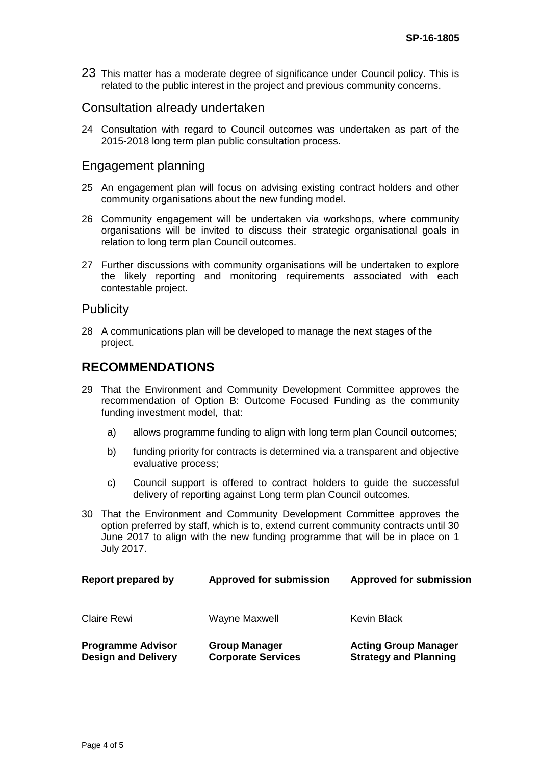23 This matter has a moderate degree of significance under Council policy. This is related to the public interest in the project and previous community concerns.

## Consultation already undertaken

24 Consultation with regard to Council outcomes was undertaken as part of the 2015-2018 long term plan public consultation process.

## Engagement planning

25 An engagement plan will focus on advising existing contract holders and other community organisations about the new funding model.

26 Community engagement will be undertaken via workshops, where community organisations will be invited to discuss their strategic organisational goals in relation to long term plan Council outcomes.

27 Further discussions with community organisations will be undertaken to explore the likely reporting and monitoring requirements associated with each contestable project.

## Publicity

28 A communications plan will be developed to manage the next stages of the project.

# RECOMMENDATIONS

29 That the Environment and Community Development Committee approves the recommendation of Option B: Outcome Focused Funding as the community funding investment model, that:

a) allows programme funding to align with long term plan Council outcomes;

b) funding priority for contracts is determined via a transparent and objective evaluative process;

c) Council support is offered to contract holders to guide the successful delivery of reporting against Long term plan Council outcomes.

30 That the Environment and Community Development Committee approves the option preferred by staff, which is to, extend current community contracts until 30 June 2017 to align with the new funding programme that will be in place on 1 July 2017.

| **Report prepared by** | **Approved for submission** | **Approved for submission** |
| --- | --- | --- |
| Claire Rewi | Wayne Maxwell | Kevin Black |
| **Programme Advisor Design and Delivery** | **Group Manager Corporate Services** | **Acting Group Manager Strategy and Planning** |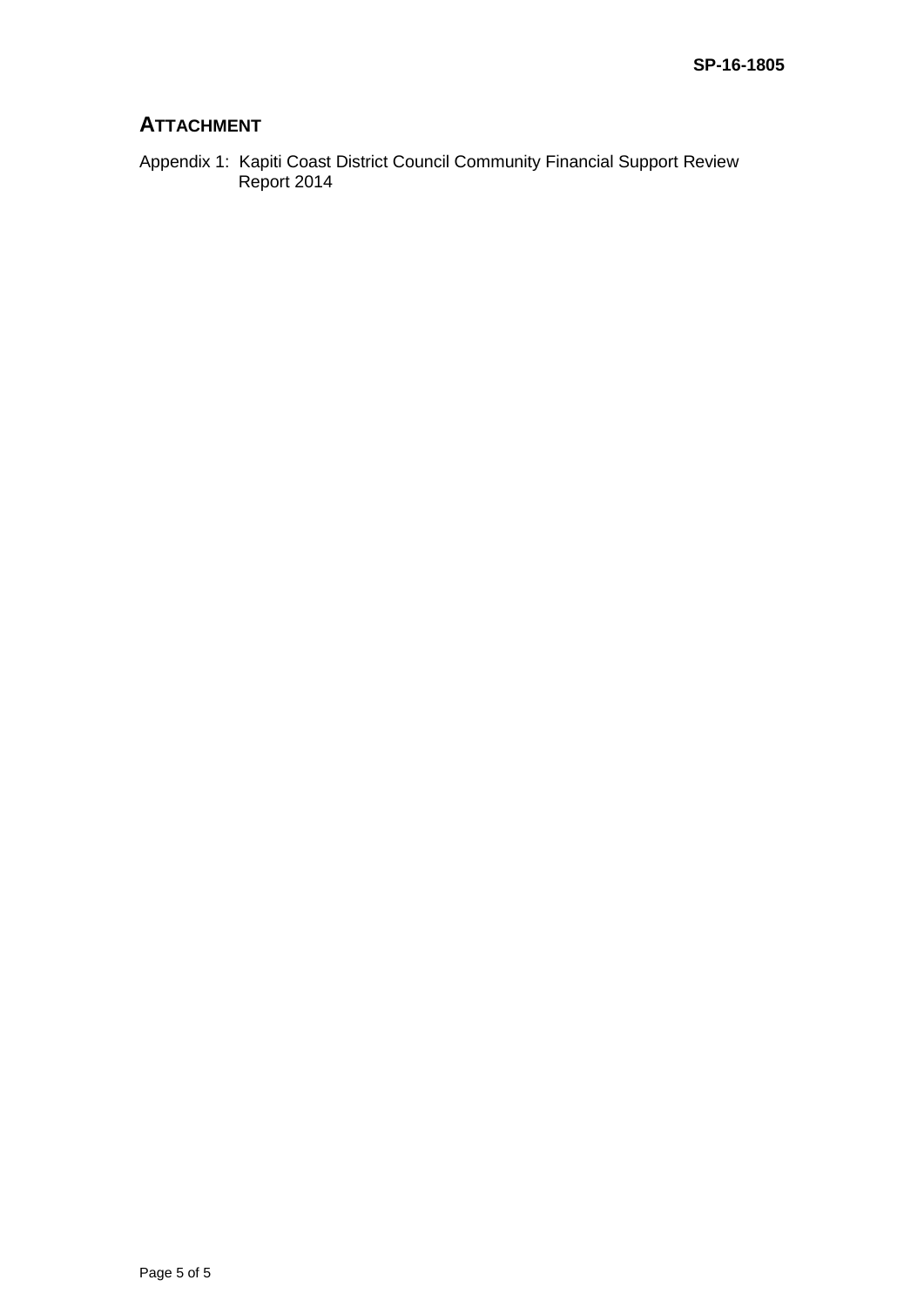## ATTACHMENT

Appendix 1: Kapiti Coast District Council Community Financial Support Review Report 2014